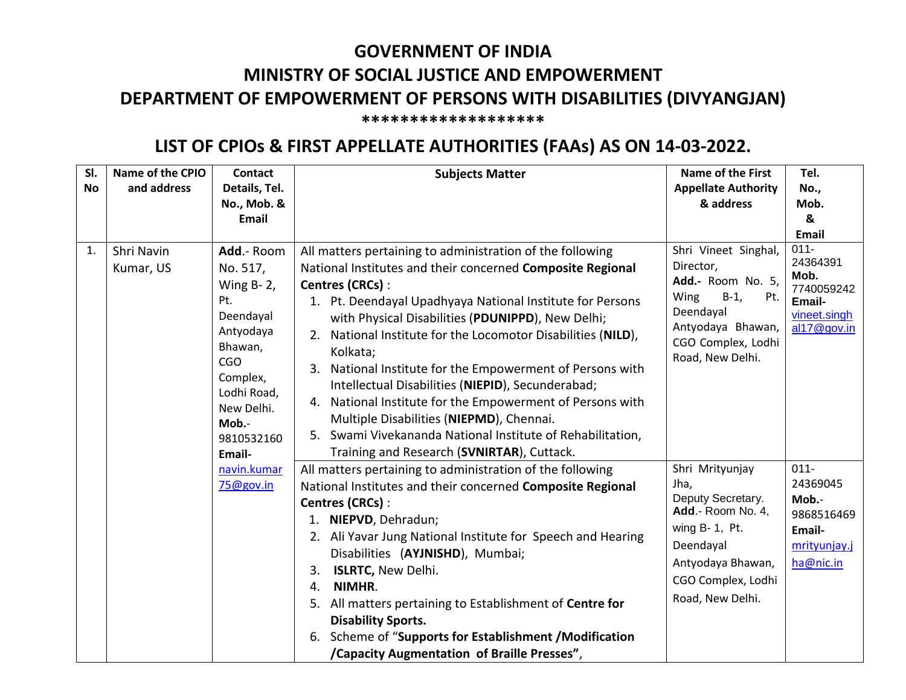# GOVERNMENT OF INDIA

# MINISTRY OF SOCIAL JUSTICE AND EMPOWERMENT

# DEPARTMENT OF EMPOWERMENT OF PERSONS WITH DISABILITIES (DIVYANGJAN)

*******************

## LIST OF CPIOs & FIRST APPELLATE AUTHORITIES (FAAs) AS ON 14-03-2022.

| Sl. No | Name of the CPIO and address | Contact Details, Tel. No., Mob. & Email | Subjects Matter | Name of the First Appellate Authority & address | Tel. No., Mob. & Email |
|---|---|---|---|---|---|
| 1. | Shri Navin Kumar, US | **Add**.- Room No. 517, Wing B- 2, Pt. Deendayal Antyodaya Bhawan, CGO Complex, Lodhi Road, New Delhi. **Mob.**- 9810532160 **Email-** navin.kumar75@gov.in | All matters pertaining to administration of the following National Institutes and their concerned **Composite Regional Centres (CRCs)** :<br>1. Pt. Deendayal Upadhyaya National Institute for Persons with Physical Disabilities (**PDUNIPPD**), New Delhi;<br>2. National Institute for the Locomotor Disabilities (**NILD**), Kolkata;<br>3. National Institute for the Empowerment of Persons with Intellectual Disabilities (**NIEPID**), Secunderabad;<br>4. National Institute for the Empowerment of Persons with Multiple Disabilities (**NIEPMD**), Chennai.<br>5. Swami Vivekananda National Institute of Rehabilitation, Training and Research (**SVNIRTAR**), Cuttack. | Shri Vineet Singhal, Director, **Add.-** Room No. 5, Wing B-1, Pt. Deendayal Antyodaya Bhawan, CGO Complex, Lodhi Road, New Delhi. | 011-24364391 **Mob.** 7740059242 **Email-** vineet.singhal17@gov.in |
| | | | All matters pertaining to administration of the following National Institutes and their concerned **Composite Regional Centres (CRCs)** :<br>1. **NIEPVD**, Dehradun;<br>2. Ali Yavar Jung National Institute for Speech and Hearing Disabilities (**AYJNISHD**), Mumbai;<br>3. **ISLRTC,** New Delhi.<br>4. **NIMHR**.<br>5. All matters pertaining to Establishment of **Centre for Disability Sports.**<br>6. Scheme of "**Supports for Establishment /Modification /Capacity Augmentation of Braille Presses"**, | Shri Mrityunjay Jha, Deputy Secretary. **Add**.- Room No. 4, wing B- 1, Pt. Deendayal Antyodaya Bhawan, CGO Complex, Lodhi Road, New Delhi. | 011-24369045 **Mob.**- 9868516469 **Email-** mrityunjay.jha@nic.in |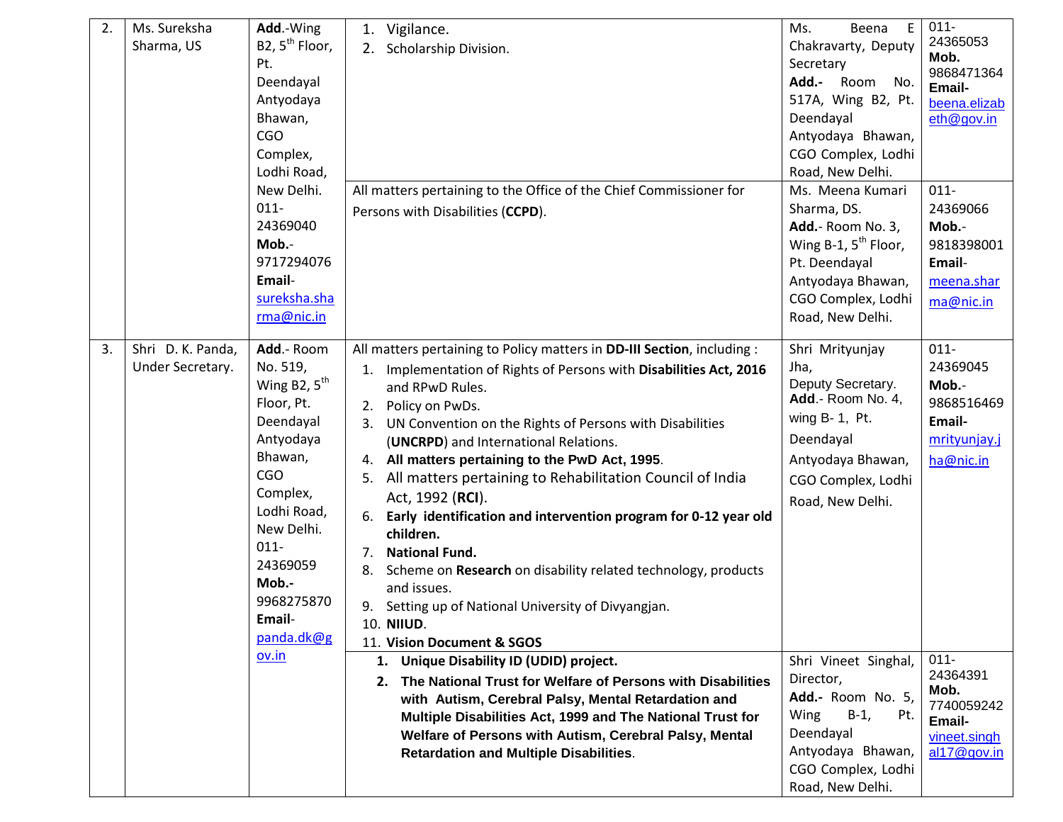| 2. | Ms. Sureksha Sharma, US | **Add.**-Wing B2, 5th Floor, Pt. Deendayal Antyodaya Bhawan, CGO Complex, Lodhi Road, New Delhi. 011-24369040 **Mob.**-9717294076 **Email**-sureksha.sharma@nic.in | 1. Vigilance.<br>2. Scholarship Division. | Ms. Beena E Chakravarty, Deputy Secretary **Add.**- Room No. 517A, Wing B2, Pt. Deendayal Antyodaya Bhawan, CGO Complex, Lodhi Road, New Delhi. | 011-24365053 **Mob.** 9868471364 **Email-** beena.elizabeth@gov.in |
|---|---|---|---|---|---|
| | | | All matters pertaining to the Office of the Chief Commissioner for Persons with Disabilities (**CCPD**). | Ms. Meena Kumari Sharma, DS. **Add.**- Room No. 3, Wing B-1, 5th Floor, Pt. Deendayal Antyodaya Bhawan, CGO Complex, Lodhi Road, New Delhi. | 011-24369066 **Mob.**-9818398001 **Email**-meena.sharma@nic.in |
| 3. | Shri D. K. Panda, Under Secretary. | **Add.**- Room No. 519, Wing B2, 5th Floor, Pt. Deendayal Antyodaya Bhawan, CGO Complex, Lodhi Road, New Delhi. 011-24369059 **Mob.-** 9968275870 **Email**-panda.dk@gov.in | All matters pertaining to Policy matters in **DD-III Section**, including :<br>1. Implementation of Rights of Persons with **Disabilities Act, 2016** and RPwD Rules.<br>2. Policy on PwDs.<br>3. UN Convention on the Rights of Persons with Disabilities (**UNCRPD**) and International Relations.<br>4. **All matters pertaining to the PwD Act, 1995**.<br>5. All matters pertaining to Rehabilitation Council of India Act, 1992 (**RCI**).<br>6. **Early identification and intervention program for 0-12 year old children.**<br>7. **National Fund.**<br>8. Scheme on **Research** on disability related technology, products and issues.<br>9. Setting up of National University of Divyangjan.<br>10. **NIIUD**.<br>11. **Vision Document & SGOS** | Shri Mrityunjay Jha, Deputy Secretary. **Add**.- Room No. 4, wing B- 1, Pt. Deendayal Antyodaya Bhawan, CGO Complex, Lodhi Road, New Delhi. | 011-24369045 **Mob.**-9868516469 **Email-** mrityunjay.jha@nic.in |
| | | | **1. Unique Disability ID (UDID) project.**<br>**2. The National Trust for Welfare of Persons with Disabilities with Autism, Cerebral Palsy, Mental Retardation and Multiple Disabilities Act, 1999 and The National Trust for Welfare of Persons with Autism, Cerebral Palsy, Mental Retardation and Multiple Disabilities**. | Shri Vineet Singhal, Director, **Add.**- Room No. 5, Wing B-1, Pt. Deendayal Antyodaya Bhawan, CGO Complex, Lodhi Road, New Delhi. | 011-24364391 **Mob.** 7740059242 **Email-** vineet.singhal17@gov.in |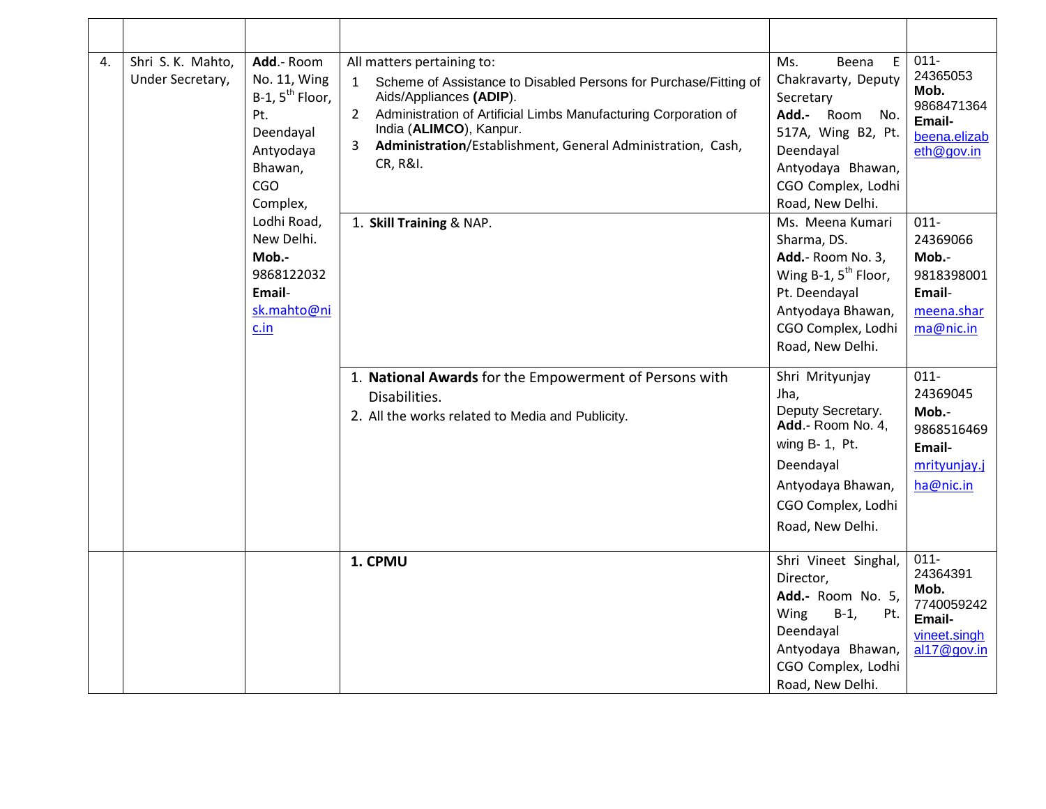| | | | | | |
|---|---|---|---|---|---|
| 4. | Shri S. K. Mahto, Under Secretary, | **Add**.- Room No. 11, Wing B-1, 5th Floor, Pt. Deendayal Antyodaya Bhawan, CGO Complex, Lodhi Road, New Delhi. **Mob.-** 9868122032 **Email**- sk.mahto@nic.in | All matters pertaining to:<br>1 Scheme of Assistance to Disabled Persons for Purchase/Fitting of Aids/Appliances **(ADIP)**.<br>2 Administration of Artificial Limbs Manufacturing Corporation of India (**ALIMCO**), Kanpur.<br>3 **Administration**/Establishment, General Administration, Cash, CR, R&I. | Ms. Beena E Chakravarty, Deputy Secretary **Add.-** Room No. 517A, Wing B2, Pt. Deendayal Antyodaya Bhawan, CGO Complex, Lodhi Road, New Delhi. | 011-24365053 **Mob.** 9868471364 **Email-** beena.elizabeth@gov.in |
| | | | 1. **Skill Training** & NAP. | Ms. Meena Kumari Sharma, DS. **Add.**- Room No. 3, Wing B-1, 5th Floor, Pt. Deendayal Antyodaya Bhawan, CGO Complex, Lodhi Road, New Delhi. | 011-24369066 **Mob.**-9818398001 **Email**- meena.sharma@nic.in |
| | | | 1. **National Awards** for the Empowerment of Persons with Disabilities.<br>2. All the works related to Media and Publicity. | Shri Mrityunjay Jha, Deputy Secretary. **Add**.- Room No. 4, wing B- 1, Pt. Deendayal Antyodaya Bhawan, CGO Complex, Lodhi Road, New Delhi. | 011-24369045 **Mob.**-9868516469 **Email-** mrityunjay.jha@nic.in |
| | | | **1. CPMU** | Shri Vineet Singhal, Director, **Add.-** Room No. 5, Wing B-1, Pt. Deendayal Antyodaya Bhawan, CGO Complex, Lodhi Road, New Delhi. | 011-24364391 **Mob.** 7740059242 **Email-** vineet.singhal17@gov.in |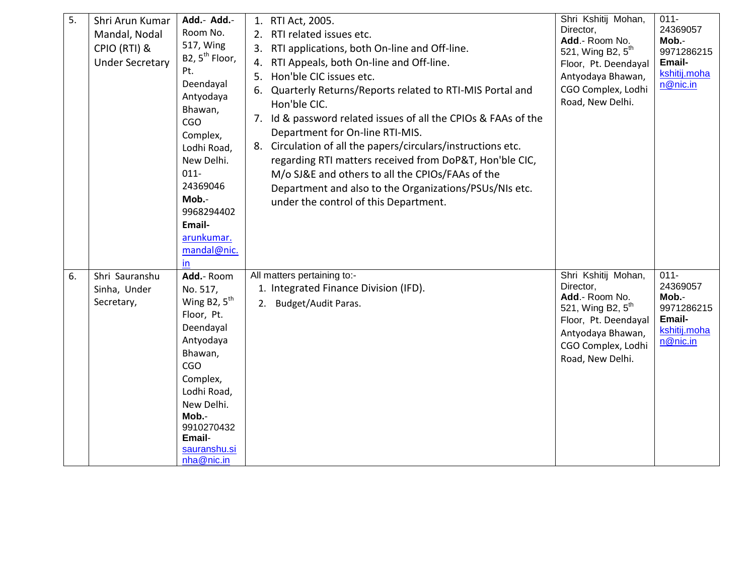| 5. | Shri Arun Kumar Mandal, Nodal CPIO (RTI) & Under Secretary | **Add.**- **Add.**- Room No. 517, Wing B2, 5th Floor, Pt. Deendayal Antyodaya Bhawan, CGO Complex, Lodhi Road, New Delhi. 011-24369046 **Mob.**- 9968294402 **Email-** arunkumar.mandal@nic.in | 1. RTI Act, 2005. 2. RTI related issues etc. 3. RTI applications, both On-line and Off-line. 4. RTI Appeals, both On-line and Off-line. 5. Hon'ble CIC issues etc. 6. Quarterly Returns/Reports related to RTI-MIS Portal and Hon'ble CIC. 7. Id & password related issues of all the CPIOs & FAAs of the Department for On-line RTI-MIS. 8. Circulation of all the papers/circulars/instructions etc. regarding RTI matters received from DoP&T, Hon'ble CIC, M/o SJ&E and others to all the CPIOs/FAAs of the Department and also to the Organizations/PSUs/NIs etc. under the control of this Department. | Shri Kshitij Mohan, Director, **Add**.- Room No. 521, Wing B2, 5th Floor, Pt. Deendayal Antyodaya Bhawan, CGO Complex, Lodhi Road, New Delhi. | 011-24369057 **Mob.**- 9971286215 **Email-** kshitij.mohan@nic.in |
|---|---|---|---|---|---|
| 6. | Shri Sauranshu Sinha, Under Secretary, | **Add.**- Room No. 517, Wing B2, 5th Floor, Pt. Deendayal Antyodaya Bhawan, CGO Complex, Lodhi Road, New Delhi. **Mob.**- 9910270432 **Email**- sauranshu.sinha@nic.in | All matters pertaining to:- 1. Integrated Finance Division (IFD). 2. Budget/Audit Paras. | Shri Kshitij Mohan, Director, **Add**.- Room No. 521, Wing B2, 5th Floor, Pt. Deendayal Antyodaya Bhawan, CGO Complex, Lodhi Road, New Delhi. | 011-24369057 **Mob.**- 9971286215 **Email-** kshitij.mohan@nic.in |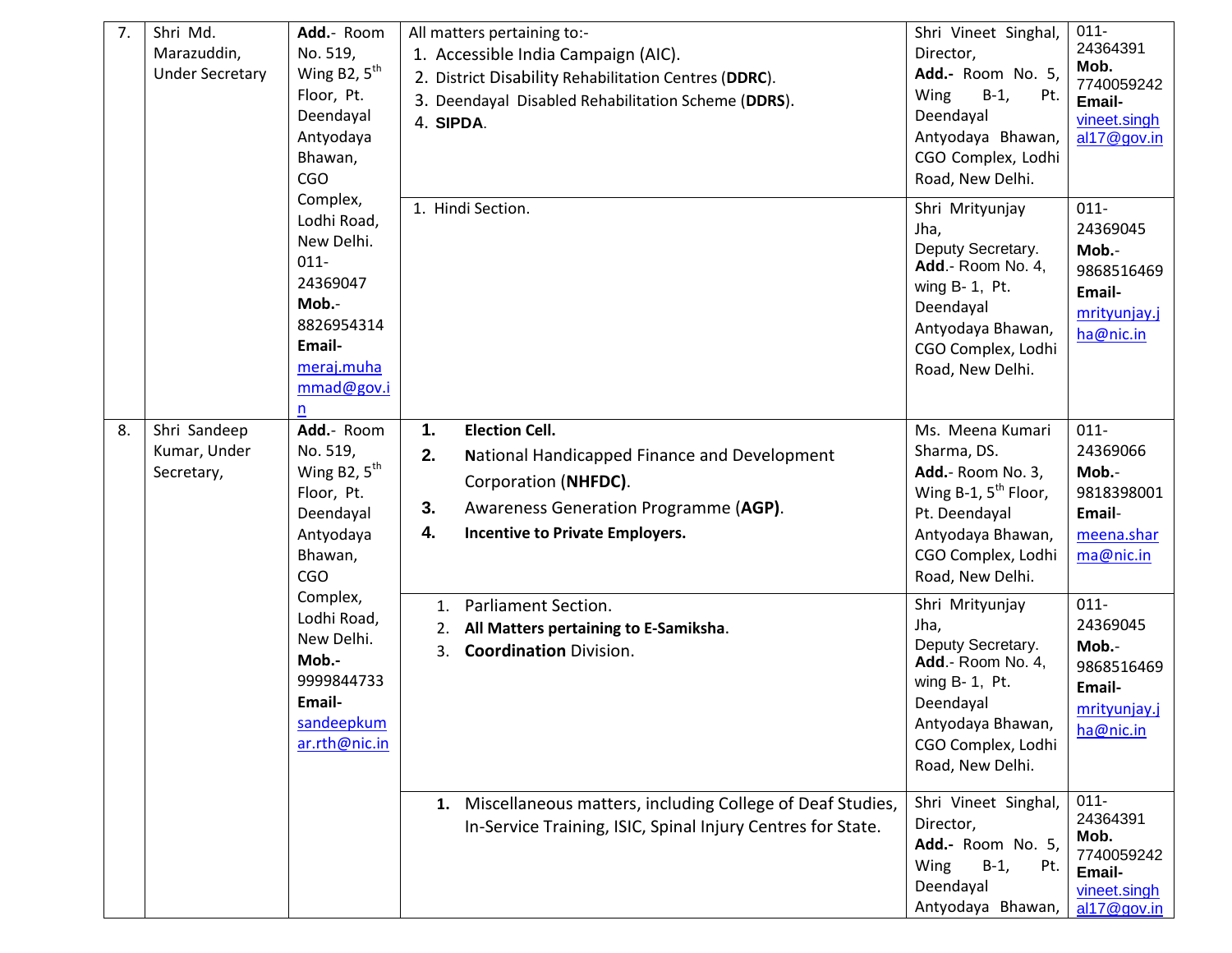| 7. | Shri Md. Marazuddin, Under Secretary | **Add.**- Room No. 519, Wing B2, 5th Floor, Pt. Deendayal Antyodaya Bhawan, CGO Complex, Lodhi Road, New Delhi. 011-24369047 **Mob.**- 8826954314 **Email-** meraj.muhammad@gov.in | All matters pertaining to:- 1. Accessible India Campaign (AIC). 2. District Disability Rehabilitation Centres (**DDRC**). 3. Deendayal Disabled Rehabilitation Scheme (**DDRS**). 4. **SIPDA**. | Shri Vineet Singhal, Director, **Add.-** Room No. 5, Wing B-1, Pt. Deendayal Antyodaya Bhawan, CGO Complex, Lodhi Road, New Delhi. | 011-24364391 **Mob.** 7740059242 **Email-** vineet.singhal17@gov.in |
|---|---|---|---|---|---|
| | | | 1. Hindi Section. | Shri Mrityunjay Jha, Deputy Secretary. **Add**.- Room No. 4, wing B- 1, Pt. Deendayal Antyodaya Bhawan, CGO Complex, Lodhi Road, New Delhi. | 011-24369045 **Mob.**- 9868516469 **Email-** mrityunjay.jha@nic.in |
| 8. | Shri Sandeep Kumar, Under Secretary, | **Add.**- Room No. 519, Wing B2, 5th Floor, Pt. Deendayal Antyodaya Bhawan, CGO Complex, Lodhi Road, New Delhi. **Mob.-** 9999844733 **Email-** sandeepkumar.rth@nic.in | **1.** **Election Cell.** **2.** **N**ational Handicapped Finance and Development Corporation (**NHFDC)**. **3.** Awareness Generation Programme (**AGP)**. **4.** **Incentive to Private Employers.** | Ms. Meena Kumari Sharma, DS. **Add.**- Room No. 3, Wing B-1, 5th Floor, Pt. Deendayal Antyodaya Bhawan, CGO Complex, Lodhi Road, New Delhi. | 011-24369066 **Mob.**- 9818398001 **Email**- meena.sharma@nic.in |
| | | | 1. Parliament Section. 2. **All Matters pertaining to E-Samiksha**. 3. **Coordination** Division. | Shri Mrityunjay Jha, Deputy Secretary. **Add**.- Room No. 4, wing B- 1, Pt. Deendayal Antyodaya Bhawan, CGO Complex, Lodhi Road, New Delhi. | 011-24369045 **Mob.**- 9868516469 **Email-** mrityunjay.jha@nic.in |
| | | | **1.** Miscellaneous matters, including College of Deaf Studies, In-Service Training, ISIC, Spinal Injury Centres for State. | Shri Vineet Singhal, Director, **Add.-** Room No. 5, Wing B-1, Pt. Deendayal Antyodaya Bhawan, | 011-24364391 **Mob.** 7740059242 **Email-** vineet.singhal17@gov.in |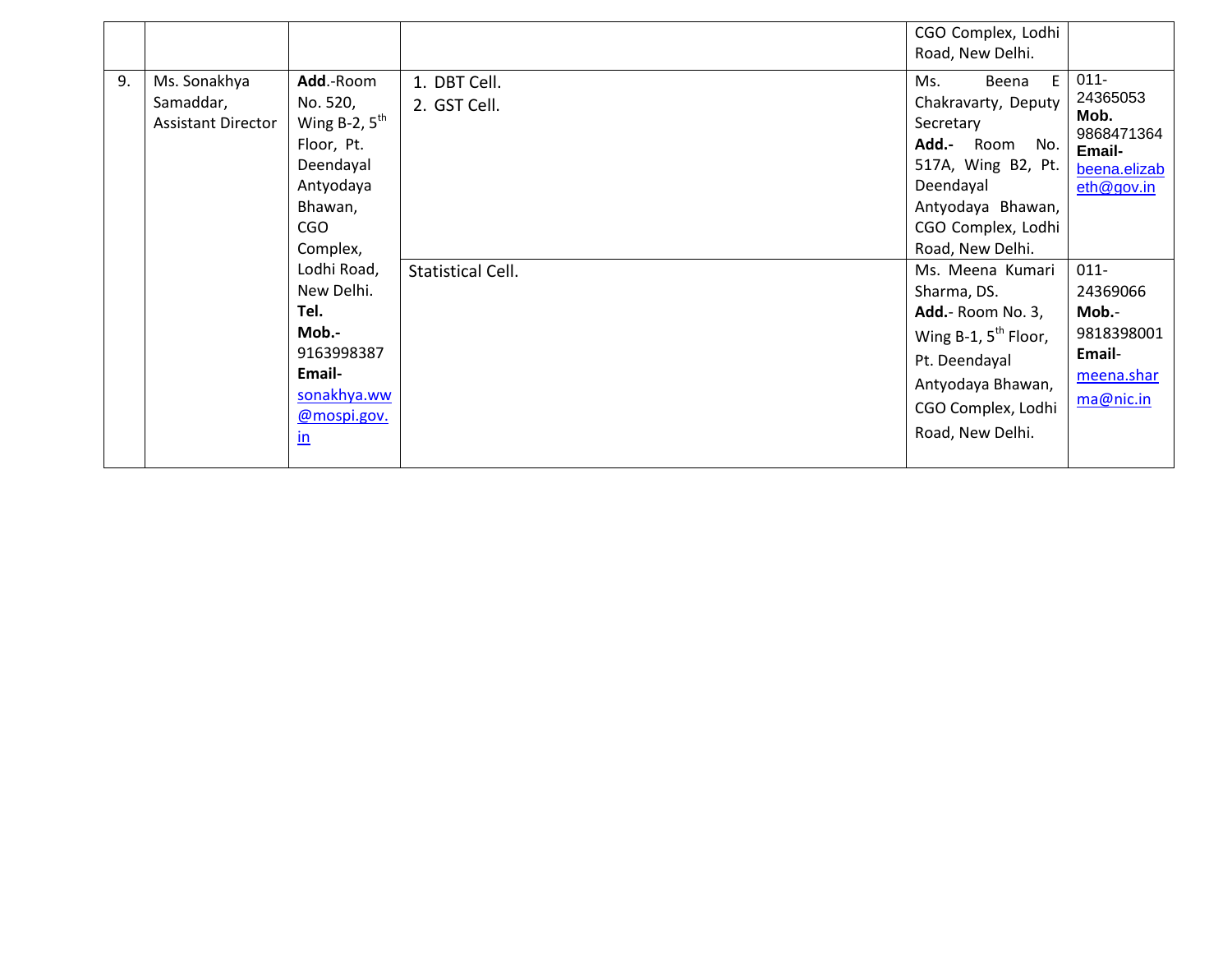| | | | | | |
|---|---|---|---|---|---|
| | | | | CGO Complex, Lodhi Road, New Delhi. | |
| 9. | Ms. Sonakhya Samaddar, Assistant Director | **Add**.-Room No. 520, Wing B-2, 5th Floor, Pt. Deendayal Antyodaya Bhawan, CGO Complex, Lodhi Road, New Delhi. **Tel.** **Mob.-** 9163998387 **Email-** sonakhya.ww@mospi.gov.in | 1. DBT Cell. 2. GST Cell. | Ms. Beena E Chakravarty, Deputy Secretary **Add.-** Room No. 517A, Wing B2, Pt. Deendayal Antyodaya Bhawan, CGO Complex, Lodhi Road, New Delhi. | 011-24365053 **Mob.** 9868471364 **Email-** beena.elizabeth@gov.in |
| | | | Statistical Cell. | Ms. Meena Kumari Sharma, DS. **Add.**- Room No. 3, Wing B-1, 5th Floor, Pt. Deendayal Antyodaya Bhawan, CGO Complex, Lodhi Road, New Delhi. | 011-24369066 **Mob.**-9818398001 **Email**-meena.sharma@nic.in |